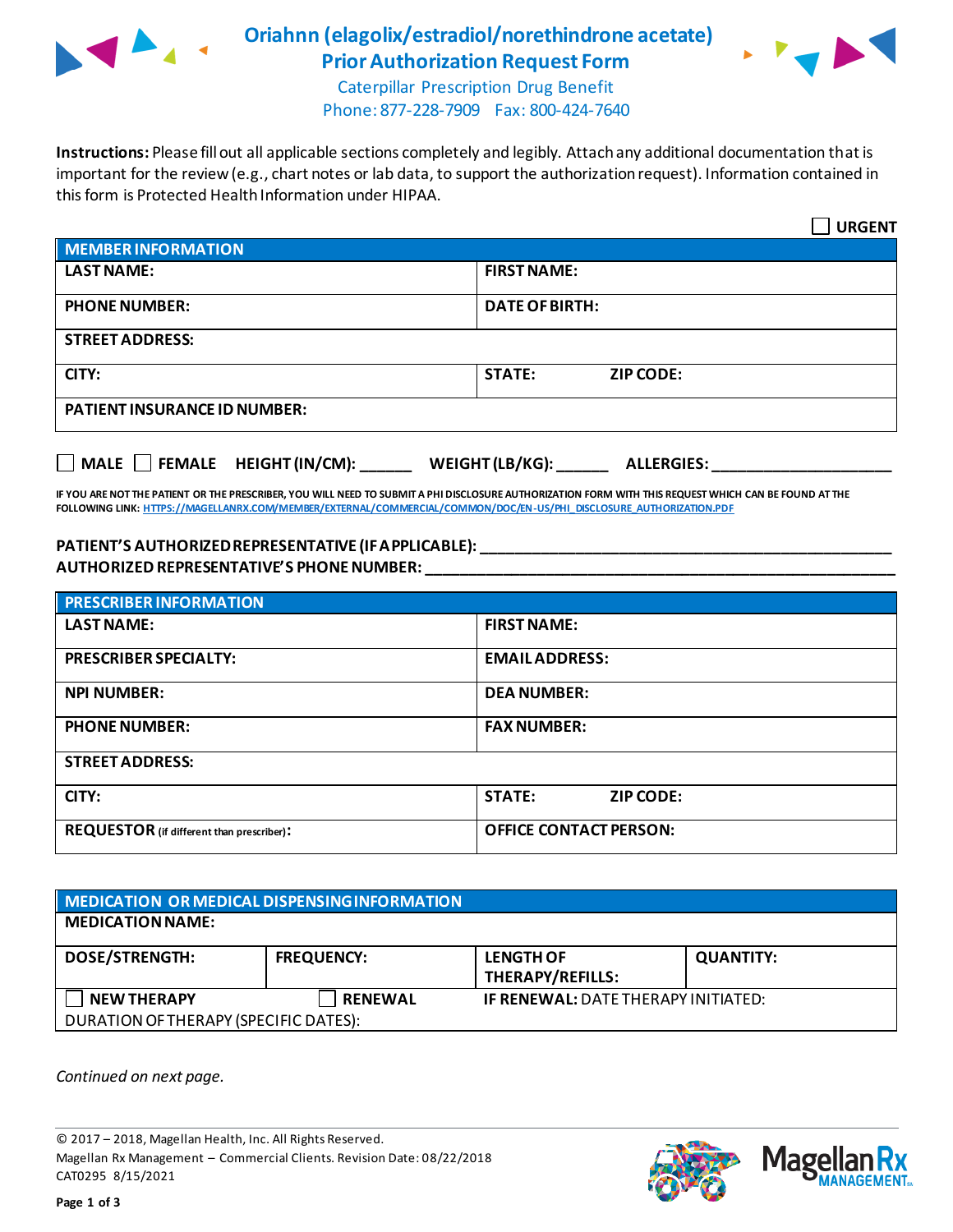# Oriahnn (elagolix/estradiol/norethindrone acetate) Prior Authorization Request Form

Caterpillar Prescription Drug Benefit
Phone: 877-228-7909 Fax: 800-424-7640

**Instructions:** Please fill out all applicable sections completely and legibly. Attach any additional documentation that is important for the review (e.g., chart notes or lab data, to support the authorization request). Information contained in this form is Protected Health Information under HIPAA.

☐ **URGENT**

| **MEMBER INFORMATION** | |
|---|---|
| **LAST NAME:** | **FIRST NAME:** |
| **PHONE NUMBER:** | **DATE OF BIRTH:** |
| **STREET ADDRESS:** | |
| **CITY:** | **STATE:** **ZIP CODE:** |
| **PATIENT INSURANCE ID NUMBER:** | |

☐ **MALE** ☐ **FEMALE** **HEIGHT (IN/CM):** ______ **WEIGHT (LB/KG):** ______ **ALLERGIES:** ____________________

**IF YOU ARE NOT THE PATIENT OR THE PRESCRIBER, YOU WILL NEED TO SUBMIT A PHI DISCLOSURE AUTHORIZATION FORM WITH THIS REQUEST WHICH CAN BE FOUND AT THE FOLLOWING LINK:** HTTPS://MAGELLANRX.COM/MEMBER/EXTERNAL/COMMERCIAL/COMMON/DOC/EN-US/PHI_DISCLOSURE_AUTHORIZATION.PDF

**PATIENT'S AUTHORIZED REPRESENTATIVE (IF APPLICABLE):** ________________________________________________

**AUTHORIZED REPRESENTATIVE'S PHONE NUMBER:** ________________________________________________

| **PRESCRIBER INFORMATION** | |
|---|---|
| **LAST NAME:** | **FIRST NAME:** |
| **PRESCRIBER SPECIALTY:** | **EMAIL ADDRESS:** |
| **NPI NUMBER:** | **DEA NUMBER:** |
| **PHONE NUMBER:** | **FAX NUMBER:** |
| **STREET ADDRESS:** | |
| **CITY:** | **STATE:** **ZIP CODE:** |
| **REQUESTOR** (if different than prescriber)**:** | **OFFICE CONTACT PERSON:** |

| **MEDICATION OR MEDICAL DISPENSING INFORMATION** | | | |
|---|---|---|---|
| **MEDICATION NAME:** | | | |
| **DOSE/STRENGTH:** | **FREQUENCY:** | **LENGTH OF THERAPY/REFILLS:** | **QUANTITY:** |
| ☐ **NEW THERAPY** | ☐ **RENEWAL** | **IF RENEWAL:** DATE THERAPY INITIATED: | |
| DURATION OF THERAPY (SPECIFIC DATES): | | | |

*Continued on next page.*

© 2017 – 2018, Magellan Health, Inc. All Rights Reserved.
Magellan Rx Management – Commercial Clients. Revision Date: 08/22/2018
CAT0295 8/15/2021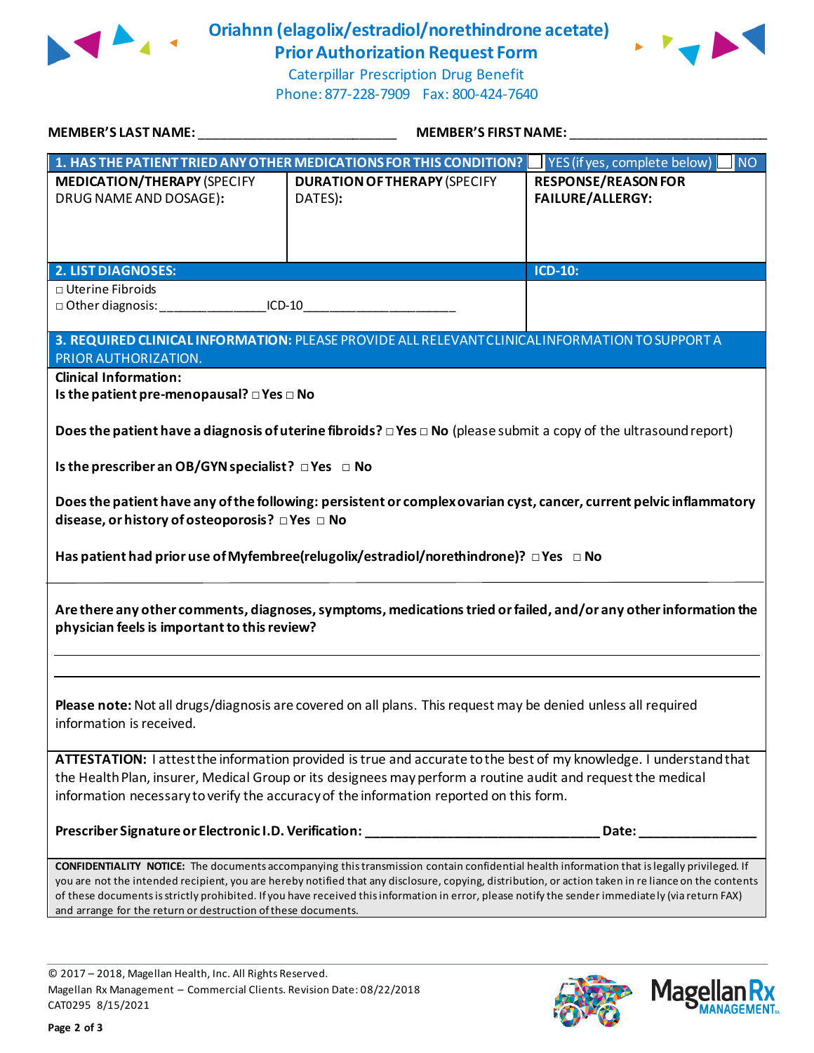# Oriahnn (elagolix/estradiol/norethindrone acetate) Prior Authorization Request Form

Caterpillar Prescription Drug Benefit
Phone: 877-228-7909 Fax: 800-424-7640

**MEMBER'S LAST NAME:** ___________________________ **MEMBER'S FIRST NAME:** ___________________________

| **1. HAS THE PATIENT TRIED ANY OTHER MEDICATIONS FOR THIS CONDITION?** | | ☐ YES (if yes, complete below) ☐ NO |
|---|---|---|
| **MEDICATION/THERAPY** (SPECIFY DRUG NAME AND DOSAGE): | **DURATION OF THERAPY** (SPECIFY DATES): | **RESPONSE/REASON FOR FAILURE/ALLERGY:** |
| | | |

| **2. LIST DIAGNOSES:** | **ICD-10:** |
|---|---|
| □ Uterine Fibroids<br>□ Other diagnosis: _______________ICD-10______________________ | |

**3. REQUIRED CLINICAL INFORMATION:** PLEASE PROVIDE ALL RELEVANT CLINICAL INFORMATION TO SUPPORT A PRIOR AUTHORIZATION.

**Clinical Information:**

**Is the patient pre-menopausal?** □ **Yes** □ **No**

**Does the patient have a diagnosis of uterine fibroids?** □ **Yes** □ **No** (please submit a copy of the ultrasound report)

**Is the prescriber an OB/GYN specialist?** □ **Yes** □ **No**

**Does the patient have any of the following: persistent or complex ovarian cyst, cancer, current pelvic inflammatory disease, or history of osteoporosis?** □ **Yes** □ **No**

**Has patient had prior use of Myfembree (relugolix/estradiol/norethindrone)?** □ **Yes** □ **No**

**Are there any other comments, diagnoses, symptoms, medications tried or failed, and/or any other information the physician feels is important to this review?**

_____________________________________________________________________________

_____________________________________________________________________________

**Please note:** Not all drugs/diagnosis are covered on all plans. This request may be denied unless all required information is received.

**ATTESTATION:** I attest the information provided is true and accurate to the best of my knowledge. I understand that the Health Plan, insurer, Medical Group or its designees may perform a routine audit and request the medical information necessary to verify the accuracy of the information reported on this form.

**Prescriber Signature or Electronic I.D. Verification:** _______________________________ **Date:** _______________

**CONFIDENTIALITY NOTICE:** The documents accompanying this transmission contain confidential health information that is legally privileged. If you are not the intended recipient, you are hereby notified that any disclosure, copying, distribution, or action taken in reliance on the contents of these documents is strictly prohibited. If you have received this information in error, please notify the sender immediately (via return FAX) and arrange for the return or destruction of these documents.

© 2017 – 2018, Magellan Health, Inc. All Rights Reserved.
Magellan Rx Management – Commercial Clients. Revision Date: 08/22/2018
CAT0295 8/15/2021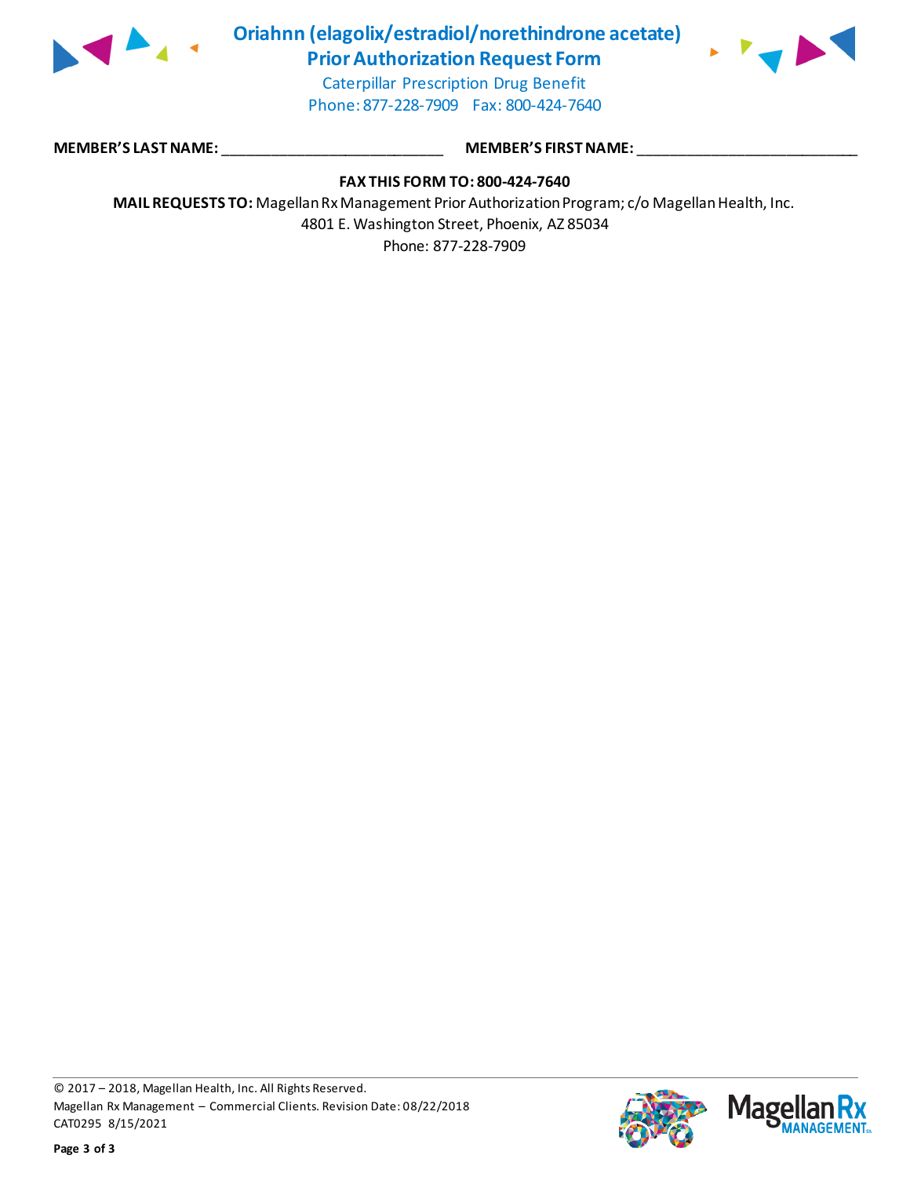# Oriahnn (elagolix/estradiol/norethindrone acetate)
## Prior Authorization Request Form

Caterpillar Prescription Drug Benefit
Phone: 877-228-7909 Fax: 800-424-7640

**MEMBER'S LAST NAME:** ___________________________ **MEMBER'S FIRST NAME:** ___________________________

**FAX THIS FORM TO: 800-424-7640**

**MAIL REQUESTS TO:** Magellan Rx Management Prior Authorization Program; c/o Magellan Health, Inc.
4801 E. Washington Street, Phoenix, AZ 85034
Phone: 877-228-7909

© 2017 – 2018, Magellan Health, Inc. All Rights Reserved.
Magellan Rx Management – Commercial Clients. Revision Date: 08/22/2018
CAT0295 8/15/2021